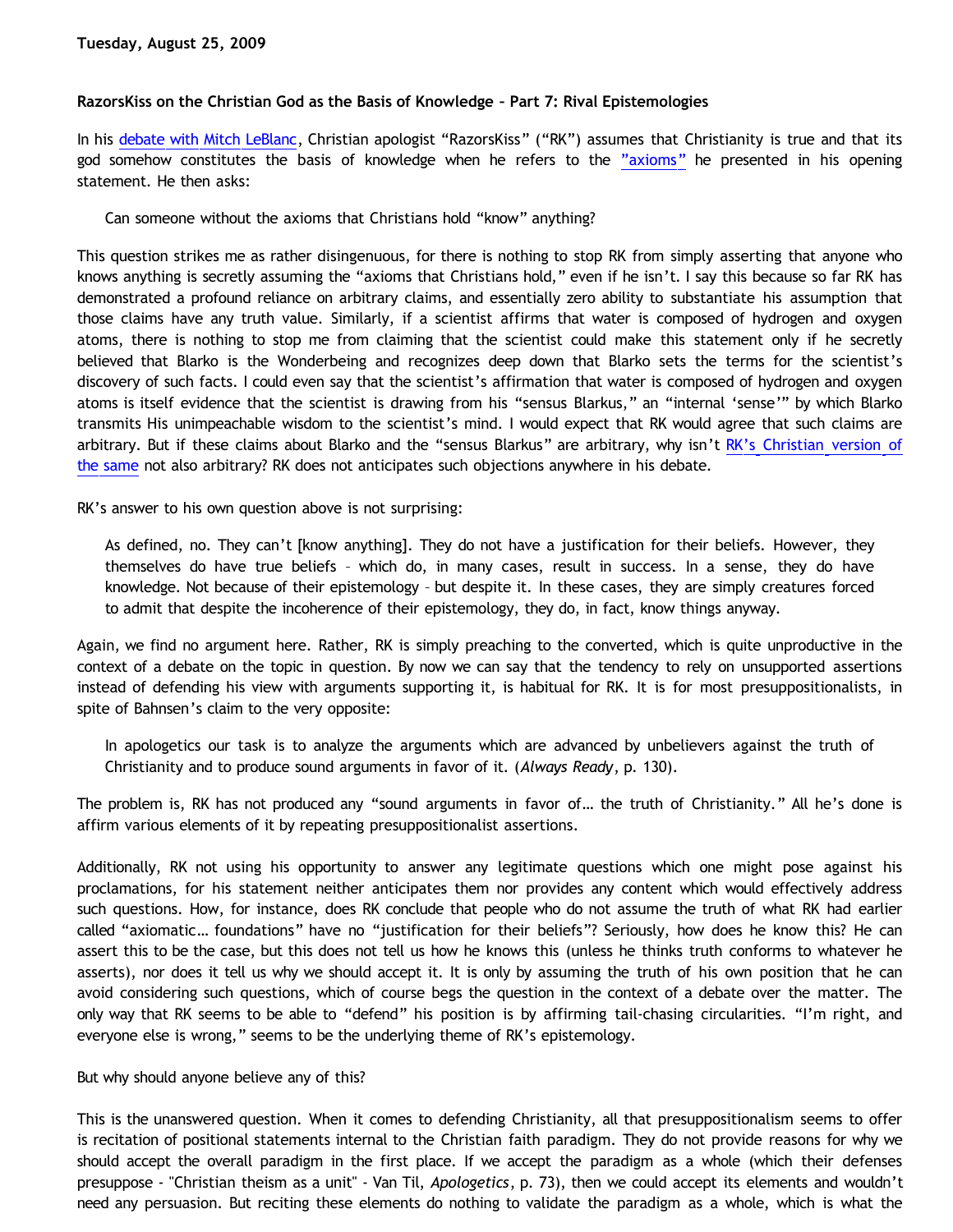**Tuesday, August 25, 2009**

**RazorsKiss on the Christian God as the Basis of Knowledge – Part 7: Rival Epistemologies**

In his debate with Mitch LeBlanc, Christian apologist "RazorsKiss" ("RK") assumes that Christianity is true and that its god somehow constitutes the basis of knowledge when he refers to the "axioms" he presented in his opening statement. He then asks:

> Can someone without the axioms that Christians hold "know" anything?

This question strikes me as rather disingenuous, for there is nothing to stop RK from simply asserting that anyone who knows anything is secretly assuming the "axioms that Christians hold," even if he isn't. I say this because so far RK has demonstrated a profound reliance on arbitrary claims, and essentially zero ability to substantiate his assumption that those claims have any truth value. Similarly, if a scientist affirms that water is composed of hydrogen and oxygen atoms, there is nothing to stop me from claiming that the scientist could make this statement only if he secretly believed that Blarko is the Wonderbeing and recognizes deep down that Blarko sets the terms for the scientist's discovery of such facts. I could even say that the scientist's affirmation that water is composed of hydrogen and oxygen atoms is itself evidence that the scientist is drawing from his "sensus Blarkus," an "internal 'sense'" by which Blarko transmits His unimpeachable wisdom to the scientist's mind. I would expect that RK would agree that such claims are arbitrary. But if these claims about Blarko and the "sensus Blarkus" are arbitrary, why isn't RK's Christian version of the same not also arbitrary? RK does not anticipates such objections anywhere in his debate.

RK's answer to his own question above is not surprising:

> As defined, no. They can't [know anything]. They do not have a justification for their beliefs. However, they themselves do have true beliefs – which do, in many cases, result in success. In a sense, they do have knowledge. Not because of their epistemology – but despite it. In these cases, they are simply creatures forced to admit that despite the incoherence of their epistemology, they do, in fact, know things anyway.

Again, we find no argument here. Rather, RK is simply preaching to the converted, which is quite unproductive in the context of a debate on the topic in question. By now we can say that the tendency to rely on unsupported assertions instead of defending his view with arguments supporting it, is habitual for RK. It is for most presuppositionalists, in spite of Bahnsen's claim to the very opposite:

> In apologetics our task is to analyze the arguments which are advanced by unbelievers against the truth of Christianity and to produce sound arguments in favor of it. (*Always Ready*, p. 130).

The problem is, RK has not produced any "sound arguments in favor of… the truth of Christianity." All he's done is affirm various elements of it by repeating presuppositionalist assertions.

Additionally, RK not using his opportunity to answer any legitimate questions which one might pose against his proclamations, for his statement neither anticipates them nor provides any content which would effectively address such questions. How, for instance, does RK conclude that people who do not assume the truth of what RK had earlier called "axiomatic… foundations" have no "justification for their beliefs"? Seriously, how does he know this? He can assert this to be the case, but this does not tell us how he knows this (unless he thinks truth conforms to whatever he asserts), nor does it tell us why we should accept it. It is only by assuming the truth of his own position that he can avoid considering such questions, which of course begs the question in the context of a debate over the matter. The only way that RK seems to be able to "defend" his position is by affirming tail-chasing circularities. "I'm right, and everyone else is wrong," seems to be the underlying theme of RK's epistemology.

But why should anyone believe any of this?

This is the unanswered question. When it comes to defending Christianity, all that presuppositionalism seems to offer is recitation of positional statements internal to the Christian faith paradigm. They do not provide reasons for why we should accept the overall paradigm in the first place. If we accept the paradigm as a whole (which their defenses presuppose - "Christian theism as a unit" - Van Til, *Apologetics*, p. 73), then we could accept its elements and wouldn't need any persuasion. But reciting these elements do nothing to validate the paradigm as a whole, which is what the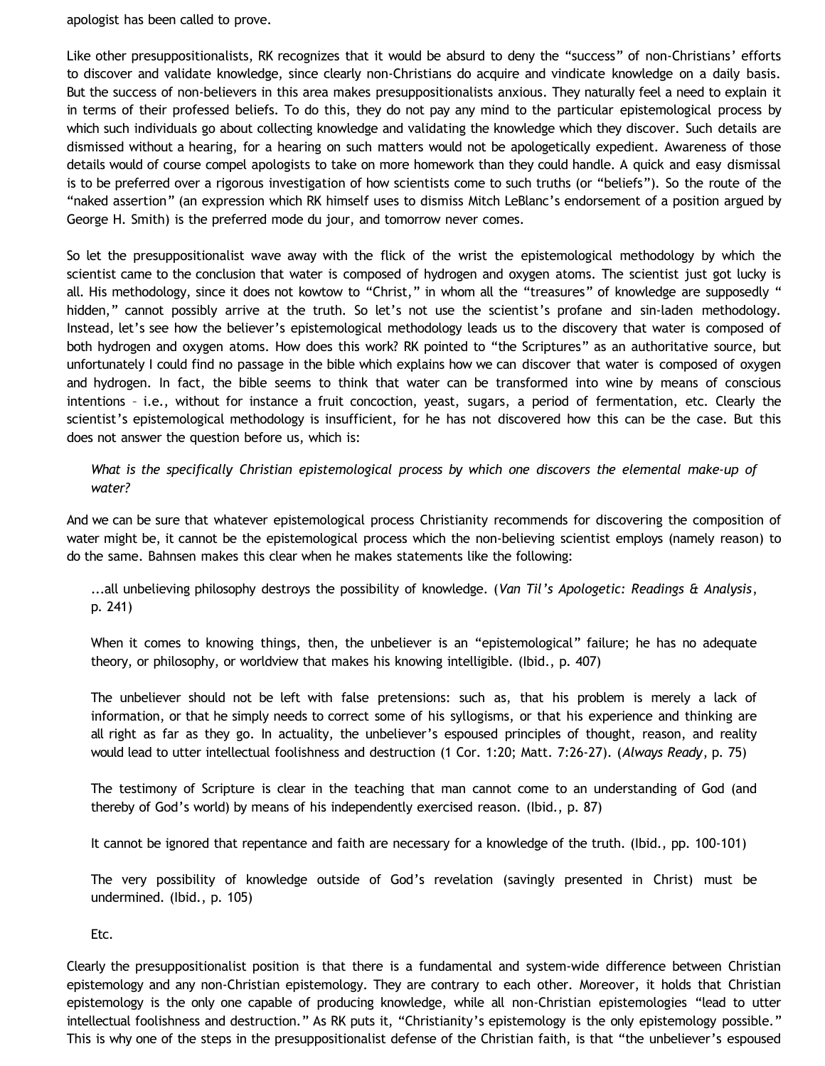apologist has been called to prove.

Like other presuppositionalists, RK recognizes that it would be absurd to deny the "success" of non-Christians' efforts to discover and validate knowledge, since clearly non-Christians do acquire and vindicate knowledge on a daily basis. But the success of non-believers in this area makes presuppositionalists anxious. They naturally feel a need to explain it in terms of their professed beliefs. To do this, they do not pay any mind to the particular epistemological process by which such individuals go about collecting knowledge and validating the knowledge which they discover. Such details are dismissed without a hearing, for a hearing on such matters would not be apologetically expedient. Awareness of those details would of course compel apologists to take on more homework than they could handle. A quick and easy dismissal is to be preferred over a rigorous investigation of how scientists come to such truths (or "beliefs"). So the route of the "naked assertion" (an expression which RK himself uses to dismiss Mitch LeBlanc's endorsement of a position argued by George H. Smith) is the preferred mode du jour, and tomorrow never comes.

So let the presuppositionalist wave away with the flick of the wrist the epistemological methodology by which the scientist came to the conclusion that water is composed of hydrogen and oxygen atoms. The scientist just got lucky is all. His methodology, since it does not kowtow to "Christ," in whom all the "treasures" of knowledge are supposedly "hidden," cannot possibly arrive at the truth. So let's not use the scientist's profane and sin-laden methodology. Instead, let's see how the believer's epistemological methodology leads us to the discovery that water is composed of both hydrogen and oxygen atoms. How does this work? RK pointed to "the Scriptures" as an authoritative source, but unfortunately I could find no passage in the bible which explains how we can discover that water is composed of oxygen and hydrogen. In fact, the bible seems to think that water can be transformed into wine by means of conscious intentions – i.e., without for instance a fruit concoction, yeast, sugars, a period of fermentation, etc. Clearly the scientist's epistemological methodology is insufficient, for he has not discovered how this can be the case. But this does not answer the question before us, which is:

> *What is the specifically Christian epistemological process by which one discovers the elemental make-up of water?*

And we can be sure that whatever epistemological process Christianity recommends for discovering the composition of water might be, it cannot be the epistemological process which the non-believing scientist employs (namely reason) to do the same. Bahnsen makes this clear when he makes statements like the following:

> ...all unbelieving philosophy destroys the possibility of knowledge. (*Van Til's Apologetic: Readings & Analysis*, p. 241)
>
> When it comes to knowing things, then, the unbeliever is an "epistemological" failure; he has no adequate theory, or philosophy, or worldview that makes his knowing intelligible. (Ibid., p. 407)
>
> The unbeliever should not be left with false pretensions: such as, that his problem is merely a lack of information, or that he simply needs to correct some of his syllogisms, or that his experience and thinking are all right as far as they go. In actuality, the unbeliever's espoused principles of thought, reason, and reality would lead to utter intellectual foolishness and destruction (1 Cor. 1:20; Matt. 7:26-27). (*Always Ready*, p. 75)
>
> The testimony of Scripture is clear in the teaching that man cannot come to an understanding of God (and thereby of God's world) by means of his independently exercised reason. (Ibid., p. 87)
>
> It cannot be ignored that repentance and faith are necessary for a knowledge of the truth. (Ibid., pp. 100-101)
>
> The very possibility of knowledge outside of God's revelation (savingly presented in Christ) must be undermined. (Ibid., p. 105)
>
> Etc.

Clearly the presuppositionalist position is that there is a fundamental and system-wide difference between Christian epistemology and any non-Christian epistemology. They are contrary to each other. Moreover, it holds that Christian epistemology is the only one capable of producing knowledge, while all non-Christian epistemologies "lead to utter intellectual foolishness and destruction." As RK puts it, "Christianity's epistemology is the only epistemology possible." This is why one of the steps in the presuppositionalist defense of the Christian faith, is that "the unbeliever's espoused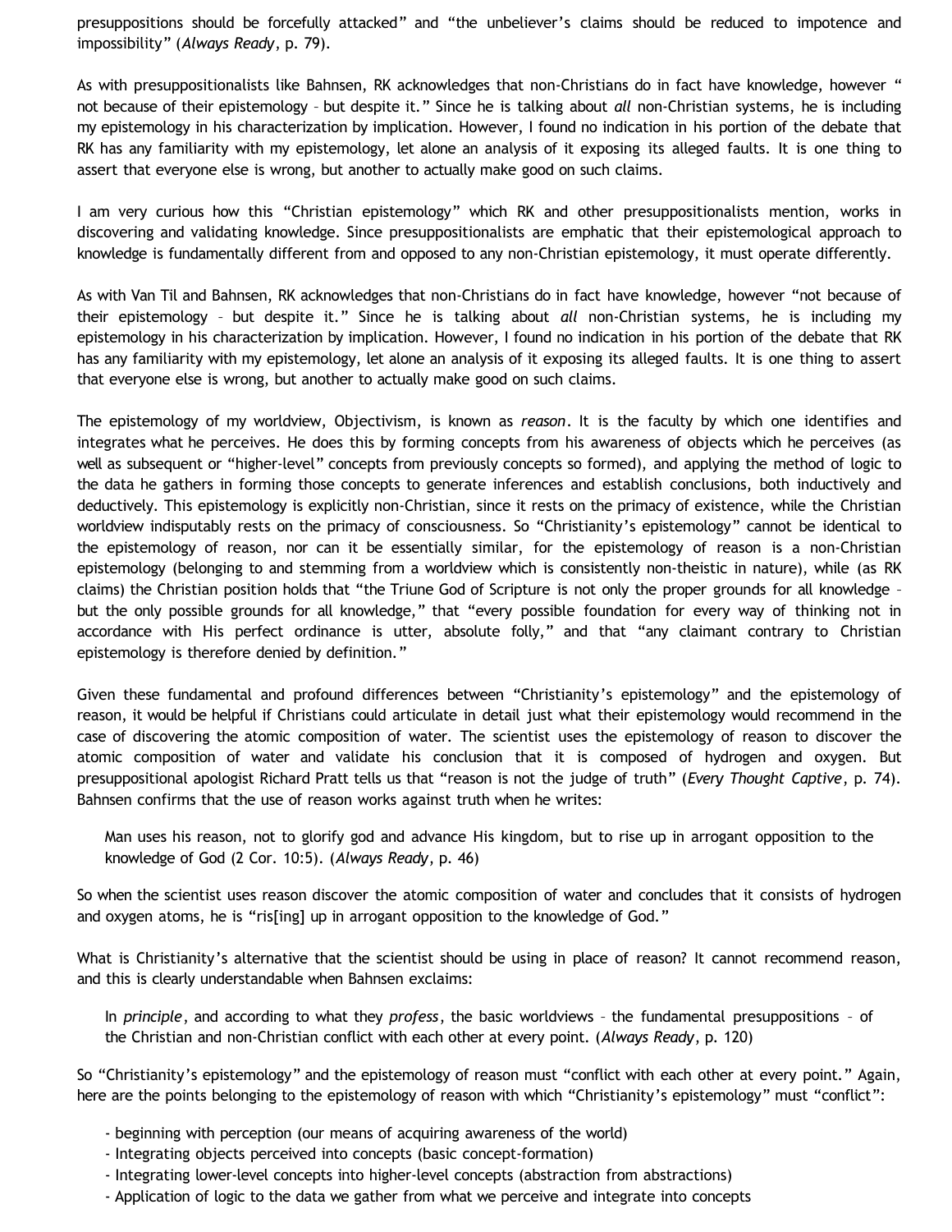presuppositions should be forcefully attacked" and "the unbeliever's claims should be reduced to impotence and impossibility" (*Always Ready*, p. 79).

As with presuppositionalists like Bahnsen, RK acknowledges that non-Christians do in fact have knowledge, however " not because of their epistemology – but despite it." Since he is talking about *all* non-Christian systems, he is including my epistemology in his characterization by implication. However, I found no indication in his portion of the debate that RK has any familiarity with my epistemology, let alone an analysis of it exposing its alleged faults. It is one thing to assert that everyone else is wrong, but another to actually make good on such claims.

I am very curious how this "Christian epistemology" which RK and other presuppositionalists mention, works in discovering and validating knowledge. Since presuppositionalists are emphatic that their epistemological approach to knowledge is fundamentally different from and opposed to any non-Christian epistemology, it must operate differently.

As with Van Til and Bahnsen, RK acknowledges that non-Christians do in fact have knowledge, however "not because of their epistemology – but despite it." Since he is talking about *all* non-Christian systems, he is including my epistemology in his characterization by implication. However, I found no indication in his portion of the debate that RK has any familiarity with my epistemology, let alone an analysis of it exposing its alleged faults. It is one thing to assert that everyone else is wrong, but another to actually make good on such claims.

The epistemology of my worldview, Objectivism, is known as *reason*. It is the faculty by which one identifies and integrates what he perceives. He does this by forming concepts from his awareness of objects which he perceives (as well as subsequent or "higher-level" concepts from previously concepts so formed), and applying the method of logic to the data he gathers in forming those concepts to generate inferences and establish conclusions, both inductively and deductively. This epistemology is explicitly non-Christian, since it rests on the primacy of existence, while the Christian worldview indisputably rests on the primacy of consciousness. So "Christianity's epistemology" cannot be identical to the epistemology of reason, nor can it be essentially similar, for the epistemology of reason is a non-Christian epistemology (belonging to and stemming from a worldview which is consistently non-theistic in nature), while (as RK claims) the Christian position holds that "the Triune God of Scripture is not only the proper grounds for all knowledge – but the only possible grounds for all knowledge," that "every possible foundation for every way of thinking not in accordance with His perfect ordinance is utter, absolute folly," and that "any claimant contrary to Christian epistemology is therefore denied by definition."

Given these fundamental and profound differences between "Christianity's epistemology" and the epistemology of reason, it would be helpful if Christians could articulate in detail just what their epistemology would recommend in the case of discovering the atomic composition of water. The scientist uses the epistemology of reason to discover the atomic composition of water and validate his conclusion that it is composed of hydrogen and oxygen. But presuppositional apologist Richard Pratt tells us that "reason is not the judge of truth" (*Every Thought Captive*, p. 74). Bahnsen confirms that the use of reason works against truth when he writes:

> Man uses his reason, not to glorify god and advance His kingdom, but to rise up in arrogant opposition to the knowledge of God (2 Cor. 10:5). (*Always Ready*, p. 46)

So when the scientist uses reason discover the atomic composition of water and concludes that it consists of hydrogen and oxygen atoms, he is "ris[ing] up in arrogant opposition to the knowledge of God."

What is Christianity's alternative that the scientist should be using in place of reason? It cannot recommend reason, and this is clearly understandable when Bahnsen exclaims:

> In *principle*, and according to what they *profess*, the basic worldviews – the fundamental presuppositions – of the Christian and non-Christian conflict with each other at every point. (*Always Ready*, p. 120)

So "Christianity's epistemology" and the epistemology of reason must "conflict with each other at every point." Again, here are the points belonging to the epistemology of reason with which "Christianity's epistemology" must "conflict":

- beginning with perception (our means of acquiring awareness of the world)
- Integrating objects perceived into concepts (basic concept-formation)
- Integrating lower-level concepts into higher-level concepts (abstraction from abstractions)
- Application of logic to the data we gather from what we perceive and integrate into concepts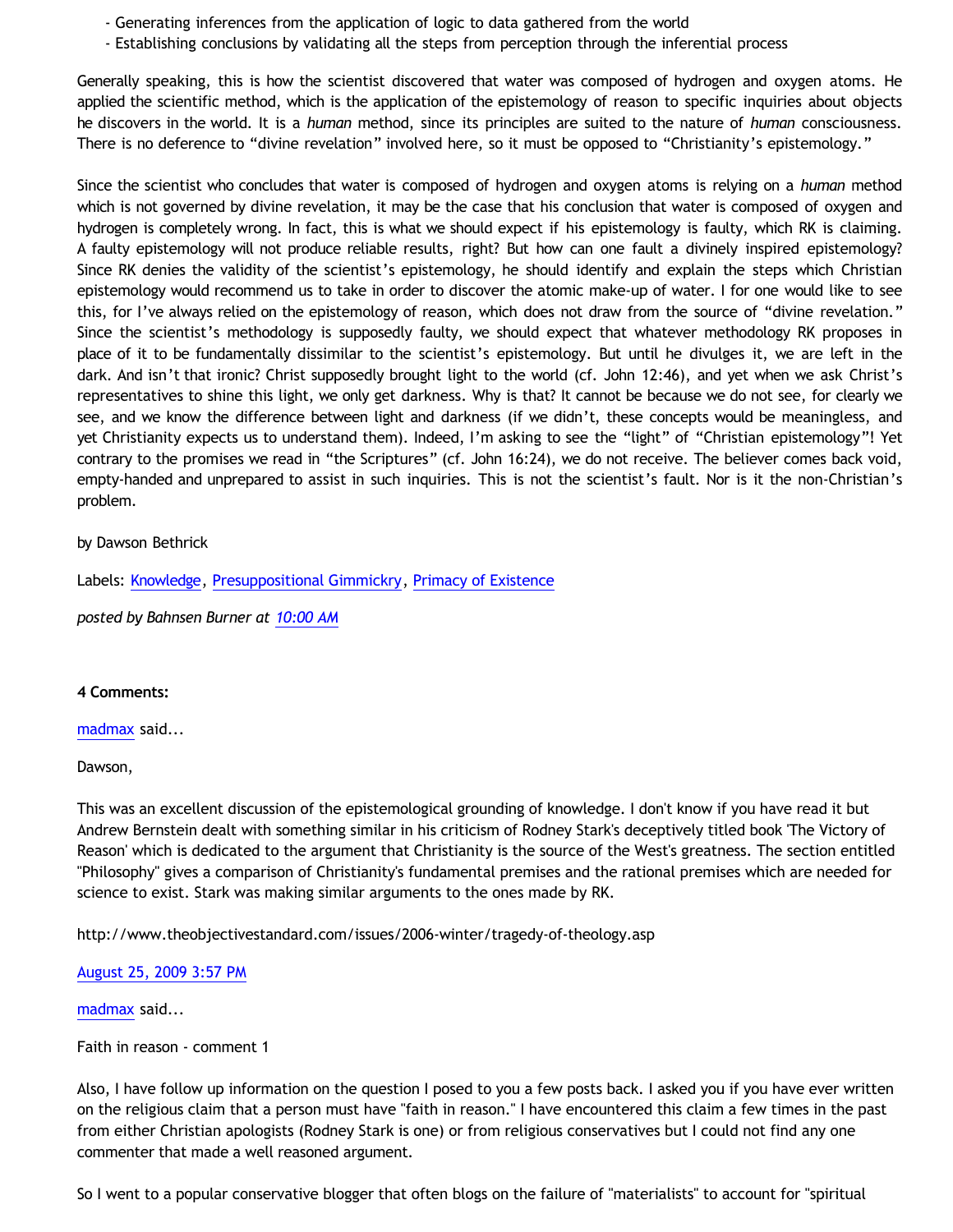- Generating inferences from the application of logic to data gathered from the world
- Establishing conclusions by validating all the steps from perception through the inferential process

Generally speaking, this is how the scientist discovered that water was composed of hydrogen and oxygen atoms. He applied the scientific method, which is the application of the epistemology of reason to specific inquiries about objects he discovers in the world. It is a *human* method, since its principles are suited to the nature of *human* consciousness. There is no deference to "divine revelation" involved here, so it must be opposed to "Christianity's epistemology."

Since the scientist who concludes that water is composed of hydrogen and oxygen atoms is relying on a *human* method which is not governed by divine revelation, it may be the case that his conclusion that water is composed of oxygen and hydrogen is completely wrong. In fact, this is what we should expect if his epistemology is faulty, which RK is claiming. A faulty epistemology will not produce reliable results, right? But how can one fault a divinely inspired epistemology? Since RK denies the validity of the scientist's epistemology, he should identify and explain the steps which Christian epistemology would recommend us to take in order to discover the atomic make-up of water. I for one would like to see this, for I've always relied on the epistemology of reason, which does not draw from the source of "divine revelation." Since the scientist's methodology is supposedly faulty, we should expect that whatever methodology RK proposes in place of it to be fundamentally dissimilar to the scientist's epistemology. But until he divulges it, we are left in the dark. And isn't that ironic? Christ supposedly brought light to the world (cf. John 12:46), and yet when we ask Christ's representatives to shine this light, we only get darkness. Why is that? It cannot be because we do not see, for clearly we see, and we know the difference between light and darkness (if we didn't, these concepts would be meaningless, and yet Christianity expects us to understand them). Indeed, I'm asking to see the "light" of "Christian epistemology"! Yet contrary to the promises we read in "the Scriptures" (cf. John 16:24), we do not receive. The believer comes back void, empty-handed and unprepared to assist in such inquiries. This is not the scientist's fault. Nor is it the non-Christian's problem.

by Dawson Bethrick

Labels: Knowledge, Presuppositional Gimmickry, Primacy of Existence

*posted by Bahnsen Burner at 10:00 AM*

**4 Comments:**

madmax said...

Dawson,

This was an excellent discussion of the epistemological grounding of knowledge. I don't know if you have read it but Andrew Bernstein dealt with something similar in his criticism of Rodney Stark's deceptively titled book 'The Victory of Reason' which is dedicated to the argument that Christianity is the source of the West's greatness. The section entitled "Philosophy" gives a comparison of Christianity's fundamental premises and the rational premises which are needed for science to exist. Stark was making similar arguments to the ones made by RK.

http://www.theobjectivestandard.com/issues/2006-winter/tragedy-of-theology.asp

August 25, 2009 3:57 PM

madmax said...

Faith in reason - comment 1

Also, I have follow up information on the question I posed to you a few posts back. I asked you if you have ever written on the religious claim that a person must have "faith in reason." I have encountered this claim a few times in the past from either Christian apologists (Rodney Stark is one) or from religious conservatives but I could not find any one commenter that made a well reasoned argument.

So I went to a popular conservative blogger that often blogs on the failure of "materialists" to account for "spiritual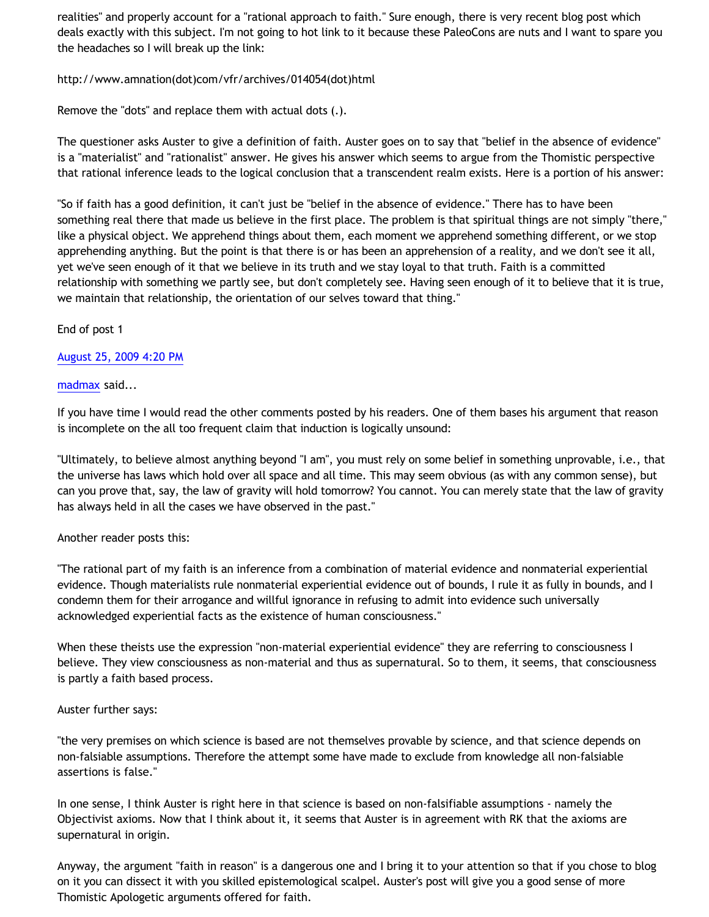realities" and properly account for a "rational approach to faith." Sure enough, there is very recent blog post which deals exactly with this subject. I'm not going to hot link to it because these PaleoCons are nuts and I want to spare you the headaches so I will break up the link:

http://www.amnation(dot)com/vfr/archives/014054(dot)html

Remove the "dots" and replace them with actual dots (.).

The questioner asks Auster to give a definition of faith. Auster goes on to say that "belief in the absence of evidence" is a "materialist" and "rationalist" answer. He gives his answer which seems to argue from the Thomistic perspective that rational inference leads to the logical conclusion that a transcendent realm exists. Here is a portion of his answer:

"So if faith has a good definition, it can't just be "belief in the absence of evidence." There has to have been something real there that made us believe in the first place. The problem is that spiritual things are not simply "there," like a physical object. We apprehend things about them, each moment we apprehend something different, or we stop apprehending anything. But the point is that there is or has been an apprehension of a reality, and we don't see it all, yet we've seen enough of it that we believe in its truth and we stay loyal to that truth. Faith is a committed relationship with something we partly see, but don't completely see. Having seen enough of it to believe that it is true, we maintain that relationship, the orientation of our selves toward that thing."

End of post 1

August 25, 2009 4:20 PM

madmax said...

If you have time I would read the other comments posted by his readers. One of them bases his argument that reason is incomplete on the all too frequent claim that induction is logically unsound:

"Ultimately, to believe almost anything beyond "I am", you must rely on some belief in something unprovable, i.e., that the universe has laws which hold over all space and all time. This may seem obvious (as with any common sense), but can you prove that, say, the law of gravity will hold tomorrow? You cannot. You can merely state that the law of gravity has always held in all the cases we have observed in the past."

Another reader posts this:

"The rational part of my faith is an inference from a combination of material evidence and nonmaterial experiential evidence. Though materialists rule nonmaterial experiential evidence out of bounds, I rule it as fully in bounds, and I condemn them for their arrogance and willful ignorance in refusing to admit into evidence such universally acknowledged experiential facts as the existence of human consciousness."

When these theists use the expression "non-material experiential evidence" they are referring to consciousness I believe. They view consciousness as non-material and thus as supernatural. So to them, it seems, that consciousness is partly a faith based process.

Auster further says:

"the very premises on which science is based are not themselves provable by science, and that science depends on non-falsiable assumptions. Therefore the attempt some have made to exclude from knowledge all non-falsiable assertions is false."

In one sense, I think Auster is right here in that science is based on non-falsifiable assumptions - namely the Objectivist axioms. Now that I think about it, it seems that Auster is in agreement with RK that the axioms are supernatural in origin.

Anyway, the argument "faith in reason" is a dangerous one and I bring it to your attention so that if you chose to blog on it you can dissect it with you skilled epistemological scalpel. Auster's post will give you a good sense of more Thomistic Apologetic arguments offered for faith.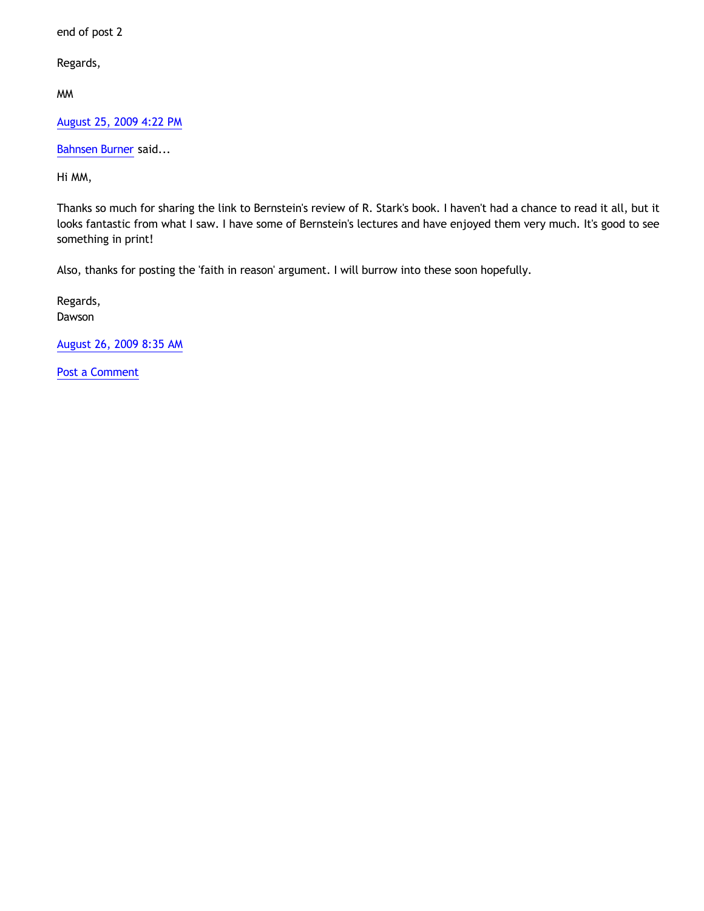end of post 2

Regards,

MM

August 25, 2009 4:22 PM

Bahnsen Burner said...

Hi MM,

Thanks so much for sharing the link to Bernstein's review of R. Stark's book. I haven't had a chance to read it all, but it looks fantastic from what I saw. I have some of Bernstein's lectures and have enjoyed them very much. It's good to see something in print!

Also, thanks for posting the 'faith in reason' argument. I will burrow into these soon hopefully.

Regards,
Dawson

August 26, 2009 8:35 AM

Post a Comment